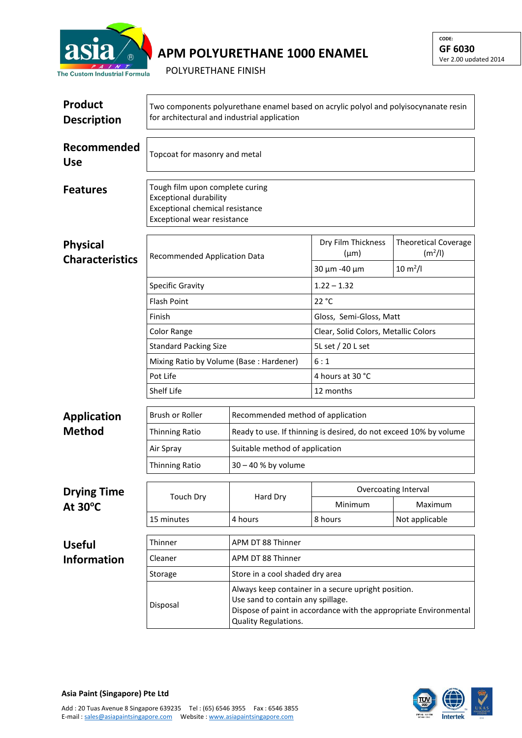# APM POLYURETHANE 1000 ENAMEL

POLYURETHANE FINISH

CODE:
**GF 6030**
Ver 2.00 updated 2014

## Product Description

Two components polyurethane enamel based on acrylic polyol and polyisocynanate resin for architectural and industrial application

## Recommended Use

Topcoat for masonry and metal

## Features

Tough film upon complete curing
Exceptional durability
Exceptional chemical resistance
Exceptional wear resistance

## Physical Characteristics

| Recommended Application Data | Dry Film Thickness (µm) | Theoretical Coverage ($m^2$/l) |
|---|---|---|
| | 30 µm -40 µm | 10 $m^2$/l |
| Specific Gravity | 1.22 – 1.32 | |
| Flash Point | 22 °C | |
| Finish | Gloss, Semi-Gloss, Matt | |
| Color Range | Clear, Solid Colors, Metallic Colors | |
| Standard Packing Size | 5L set / 20 L set | |
| Mixing Ratio by Volume (Base : Hardener) | 6 : 1 | |
| Pot Life | 4 hours at 30 °C | |
| Shelf Life | 12 months | |

## Application Method

| Brush or Roller | Recommended method of application |
|---|---|
| Thinning Ratio | Ready to use. If thinning is desired, do not exceed 10% by volume |
| Air Spray | Suitable method of application |
| Thinning Ratio | 30 – 40 % by volume |

## Drying Time At 30ºC

| Touch Dry | Hard Dry | Overcoating Interval | |
|---|---|---|---|
| | | Minimum | Maximum |
| 15 minutes | 4 hours | 8 hours | Not applicable |

## Useful Information

| Thinner | APM DT 88 Thinner |
|---|---|
| Cleaner | APM DT 88 Thinner |
| Storage | Store in a cool shaded dry area |
| Disposal | Always keep container in a secure upright position. Use sand to contain any spillage. Dispose of paint in accordance with the appropriate Environmental Quality Regulations. |

**Asia Paint (Singapore) Pte Ltd**

Add : 20 Tuas Avenue 8 Singapore 639235 Tel : (65) 6546 3955 Fax : 6546 3855
E-mail : sales@asiapaintsingapore.com Website : www.asiapaintsingapore.com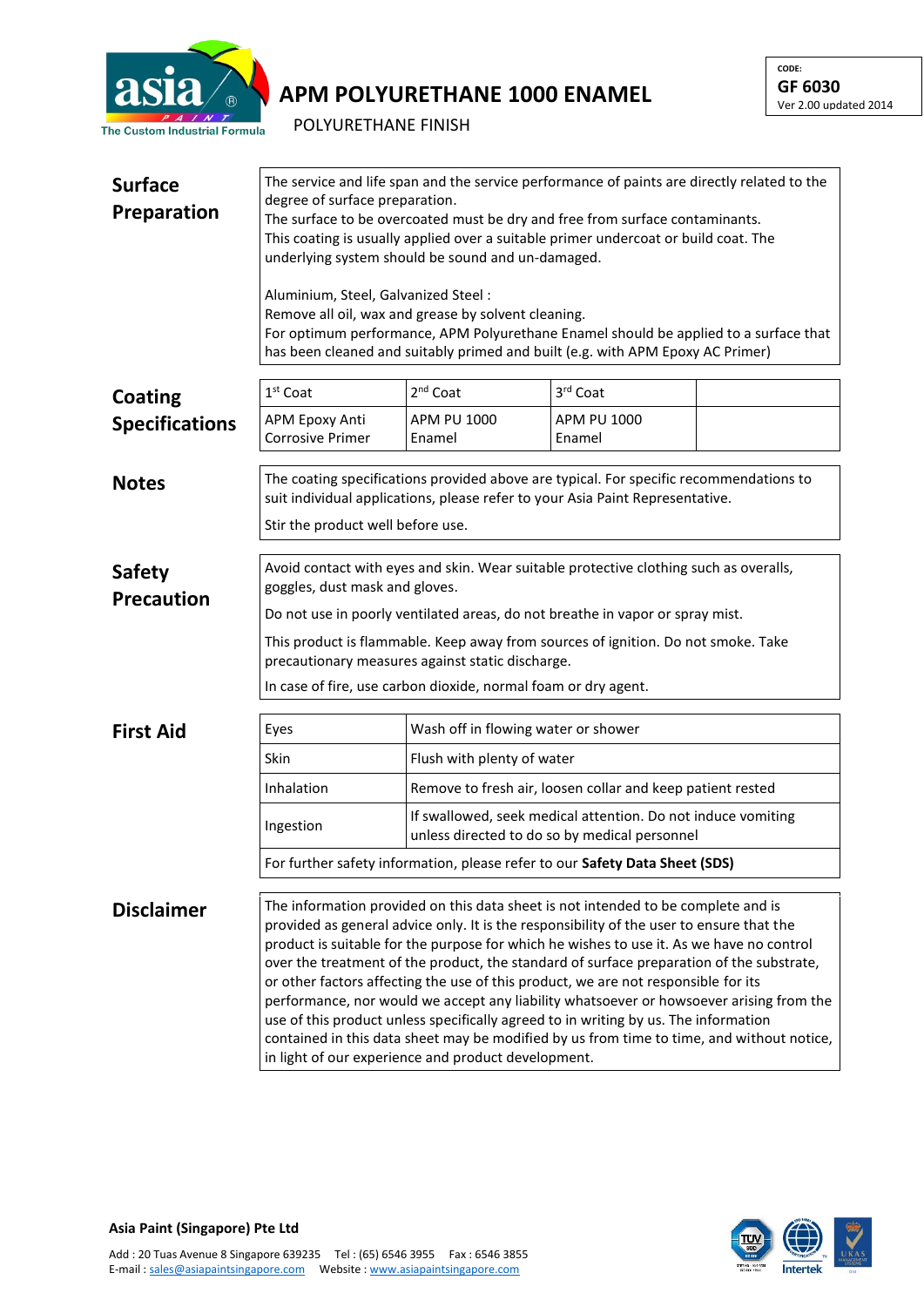# APM POLYURETHANE 1000 ENAMEL

POLYURETHANE FINISH

CODE:
**GF 6030**
Ver 2.00 updated 2014

## Surface Preparation

The service and life span and the service performance of paints are directly related to the degree of surface preparation.
The surface to be overcoated must be dry and free from surface contaminants.
This coating is usually applied over a suitable primer undercoat or build coat. The underlying system should be sound and un-damaged.

Aluminium, Steel, Galvanized Steel :
Remove all oil, wax and grease by solvent cleaning.
For optimum performance, APM Polyurethane Enamel should be applied to a surface that has been cleaned and suitably primed and built (e.g. with APM Epoxy AC Primer)

## Coating Specifications

| 1st Coat | 2nd Coat | 3rd Coat | |
|---|---|---|---|
| APM Epoxy Anti Corrosive Primer | APM PU 1000 Enamel | APM PU 1000 Enamel | |

## Notes

The coating specifications provided above are typical. For specific recommendations to suit individual applications, please refer to your Asia Paint Representative.

Stir the product well before use.

## Safety Precaution

Avoid contact with eyes and skin. Wear suitable protective clothing such as overalls, goggles, dust mask and gloves.

Do not use in poorly ventilated areas, do not breathe in vapor or spray mist.

This product is flammable. Keep away from sources of ignition. Do not smoke. Take precautionary measures against static discharge.

In case of fire, use carbon dioxide, normal foam or dry agent.

## First Aid

| | |
|---|---|
| Eyes | Wash off in flowing water or shower |
| Skin | Flush with plenty of water |
| Inhalation | Remove to fresh air, loosen collar and keep patient rested |
| Ingestion | If swallowed, seek medical attention. Do not induce vomiting unless directed to do so by medical personnel |

For further safety information, please refer to our **Safety Data Sheet (SDS)**

## Disclaimer

The information provided on this data sheet is not intended to be complete and is provided as general advice only. It is the responsibility of the user to ensure that the product is suitable for the purpose for which he wishes to use it. As we have no control over the treatment of the product, the standard of surface preparation of the substrate, or other factors affecting the use of this product, we are not responsible for its performance, nor would we accept any liability whatsoever or howsoever arising from the use of this product unless specifically agreed to in writing by us. The information contained in this data sheet may be modified by us from time to time, and without notice, in light of our experience and product development.

**Asia Paint (Singapore) Pte Ltd**

Add : 20 Tuas Avenue 8 Singapore 639235 Tel : (65) 6546 3955 Fax : 6546 3855
E-mail : sales@asiapaintsingapore.com Website : www.asiapaintsingapore.com